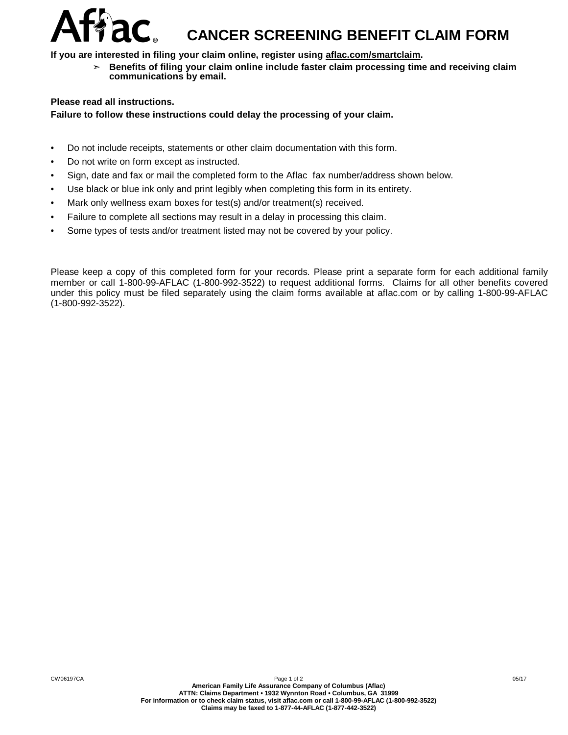# CANCER SCREENING BENEFIT CLAIM FORM

**If you are interested in filing your claim online, register using aflac.com/smartclaim.**

- **Benefits of filing your claim online include faster claim processing time and receiving claim communications by email.**

**Please read all instructions.**
**Failure to follow these instructions could delay the processing of your claim.**

- Do not include receipts, statements or other claim documentation with this form.
- Do not write on form except as instructed.
- Sign, date and fax or mail the completed form to the Aflac fax number/address shown below.
- Use black or blue ink only and print legibly when completing this form in its entirety.
- Mark only wellness exam boxes for test(s) and/or treatment(s) received.
- Failure to complete all sections may result in a delay in processing this claim.
- Some types of tests and/or treatment listed may not be covered by your policy.

Please keep a copy of this completed form for your records. Please print a separate form for each additional family member or call 1-800-99-AFLAC (1-800-992-3522) to request additional forms. Claims for all other benefits covered under this policy must be filed separately using the claim forms available at aflac.com or by calling 1-800-99-AFLAC (1-800-992-3522).

CW06197CA 05/17

**American Family Life Assurance Company of Columbus (Aflac)**
**ATTN: Claims Department • 1932 Wynnton Road • Columbus, GA 31999**
**For information or to check claim status, visit aflac.com or call 1-800-99-AFLAC (1-800-992-3522)**
**Claims may be faxed to 1-877-44-AFLAC (1-877-442-3522)**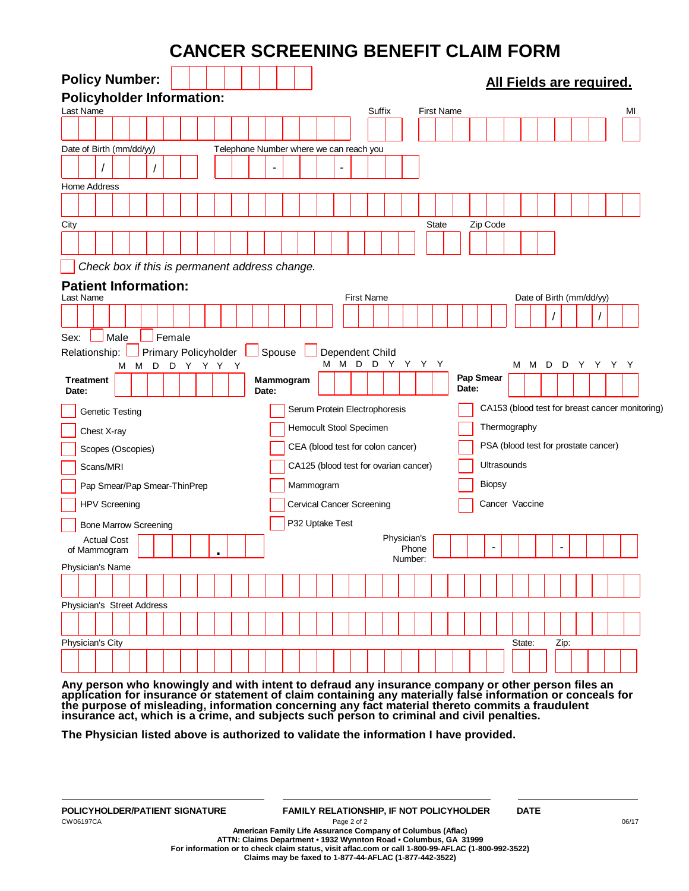# CANCER SCREENING BENEFIT CLAIM FORM

**Policy Number:**

**All Fields are required.**

## Policyholder Information:

Last Name | Suffix | First Name | MI

Date of Birth (mm/dd/yy) / /

Telephone Number where we can reach you - -

Home Address

City | State | Zip Code

☐ *Check box if this is permanent address change.*

## Patient Information:

Last Name | First Name | Date of Birth (mm/dd/yy) / /

Sex: ☐ Male ☐ Female

Relationship: ☐ Primary Policyholder ☐ Spouse ☐ Dependent Child

**Treatment Date:** M M D D Y Y Y Y

**Mammogram Date:** M M D D Y Y Y Y

**Pap Smear Date:** M M D D Y Y Y Y

| | | |
|---|---|---|
| ☐ Genetic Testing | ☐ Serum Protein Electrophoresis | ☐ CA153 (blood test for breast cancer monitoring) |
| ☐ Chest X-ray | ☐ Hemocult Stool Specimen | ☐ Thermography |
| ☐ Scopes (Oscopies) | ☐ CEA (blood test for colon cancer) | ☐ PSA (blood test for prostate cancer) |
| ☐ Scans/MRI | ☐ CA125 (blood test for ovarian cancer) | ☐ Ultrasounds |
| ☐ Pap Smear/Pap Smear-ThinPrep | ☐ Mammogram | ☐ Biopsy |
| ☐ HPV Screening | ☐ Cervical Cancer Screening | ☐ Cancer Vaccine |
| ☐ Bone Marrow Screening | ☐ P32 Uptake Test | |

Actual Cost of Mammogram .

Physician's Phone Number: - -

Physician's Name

Physician's Street Address

Physician's City | State: | Zip:

**Any person who knowingly and with intent to defraud any insurance company or other person files an application for insurance or statement of claim containing any materially false information or conceals for the purpose of misleading, information concerning any fact material thereto commits a fraudulent insurance act, which is a crime, and subjects such person to criminal and civil penalties.**

**The Physician listed above is authorized to validate the information I have provided.**

**POLICYHOLDER/PATIENT SIGNATURE** | **FAMILY RELATIONSHIP, IF NOT POLICYHOLDER** | **DATE**

CW06197CA 06/17

**American Family Life Assurance Company of Columbus (Aflac)**
**ATTN: Claims Department • 1932 Wynnton Road • Columbus, GA 31999**
**For information or to check claim status, visit aflac.com or call 1-800-99-AFLAC (1-800-992-3522)**
**Claims may be faxed to 1-877-44-AFLAC (1-877-442-3522)**